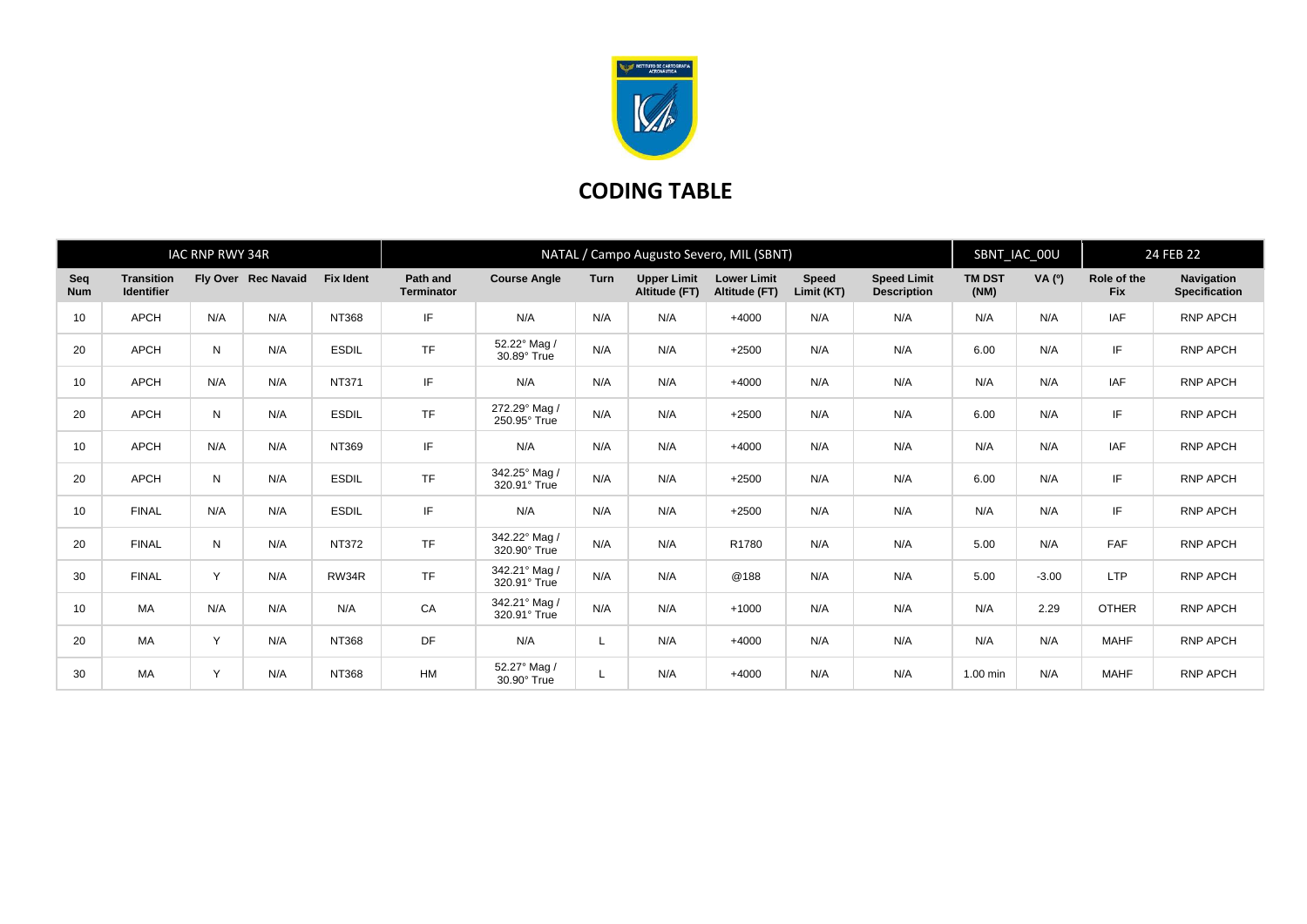# CODING TABLE

| IAC RNP RWY 34R | | | | | NATAL / Campo Augusto Severo, MIL (SBNT) | | | | | | | SBNT_IAC_00U | | 24 FEB 22 | |
|---|---|---|---|---|---|---|---|---|---|---|---|---|---|---|---|
| **Seq Num** | **Transition Identifier** | **Fly Over** | **Rec Navaid** | **Fix Ident** | **Path and Terminator** | **Course Angle** | **Turn** | **Upper Limit Altitude (FT)** | **Lower Limit Altitude (FT)** | **Speed Limit (KT)** | **Speed Limit Description** | **TM DST (NM)** | **VA (º)** | **Role of the Fix** | **Navigation Specification** |
| 10 | APCH | N/A | N/A | NT368 | IF | N/A | N/A | N/A | +4000 | N/A | N/A | N/A | N/A | IAF | RNP APCH |
| 20 | APCH | N | N/A | ESDIL | TF | 52.22° Mag / 30.89° True | N/A | N/A | +2500 | N/A | N/A | 6.00 | N/A | IF | RNP APCH |
| 10 | APCH | N/A | N/A | NT371 | IF | N/A | N/A | N/A | +4000 | N/A | N/A | N/A | N/A | IAF | RNP APCH |
| 20 | APCH | N | N/A | ESDIL | TF | 272.29° Mag / 250.95° True | N/A | N/A | +2500 | N/A | N/A | 6.00 | N/A | IF | RNP APCH |
| 10 | APCH | N/A | N/A | NT369 | IF | N/A | N/A | N/A | +4000 | N/A | N/A | N/A | N/A | IAF | RNP APCH |
| 20 | APCH | N | N/A | ESDIL | TF | 342.25° Mag / 320.91° True | N/A | N/A | +2500 | N/A | N/A | 6.00 | N/A | IF | RNP APCH |
| 10 | FINAL | N/A | N/A | ESDIL | IF | N/A | N/A | N/A | +2500 | N/A | N/A | N/A | N/A | IF | RNP APCH |
| 20 | FINAL | N | N/A | NT372 | TF | 342.22° Mag / 320.90° True | N/A | N/A | R1780 | N/A | N/A | 5.00 | N/A | FAF | RNP APCH |
| 30 | FINAL | Y | N/A | RW34R | TF | 342.21° Mag / 320.91° True | N/A | N/A | @188 | N/A | N/A | 5.00 | -3.00 | LTP | RNP APCH |
| 10 | MA | N/A | N/A | N/A | CA | 342.21° Mag / 320.91° True | N/A | N/A | +1000 | N/A | N/A | N/A | 2.29 | OTHER | RNP APCH |
| 20 | MA | Y | N/A | NT368 | DF | N/A | L | N/A | +4000 | N/A | N/A | N/A | N/A | MAHF | RNP APCH |
| 30 | MA | Y | N/A | NT368 | HM | 52.27° Mag / 30.90° True | L | N/A | +4000 | N/A | N/A | 1.00 min | N/A | MAHF | RNP APCH |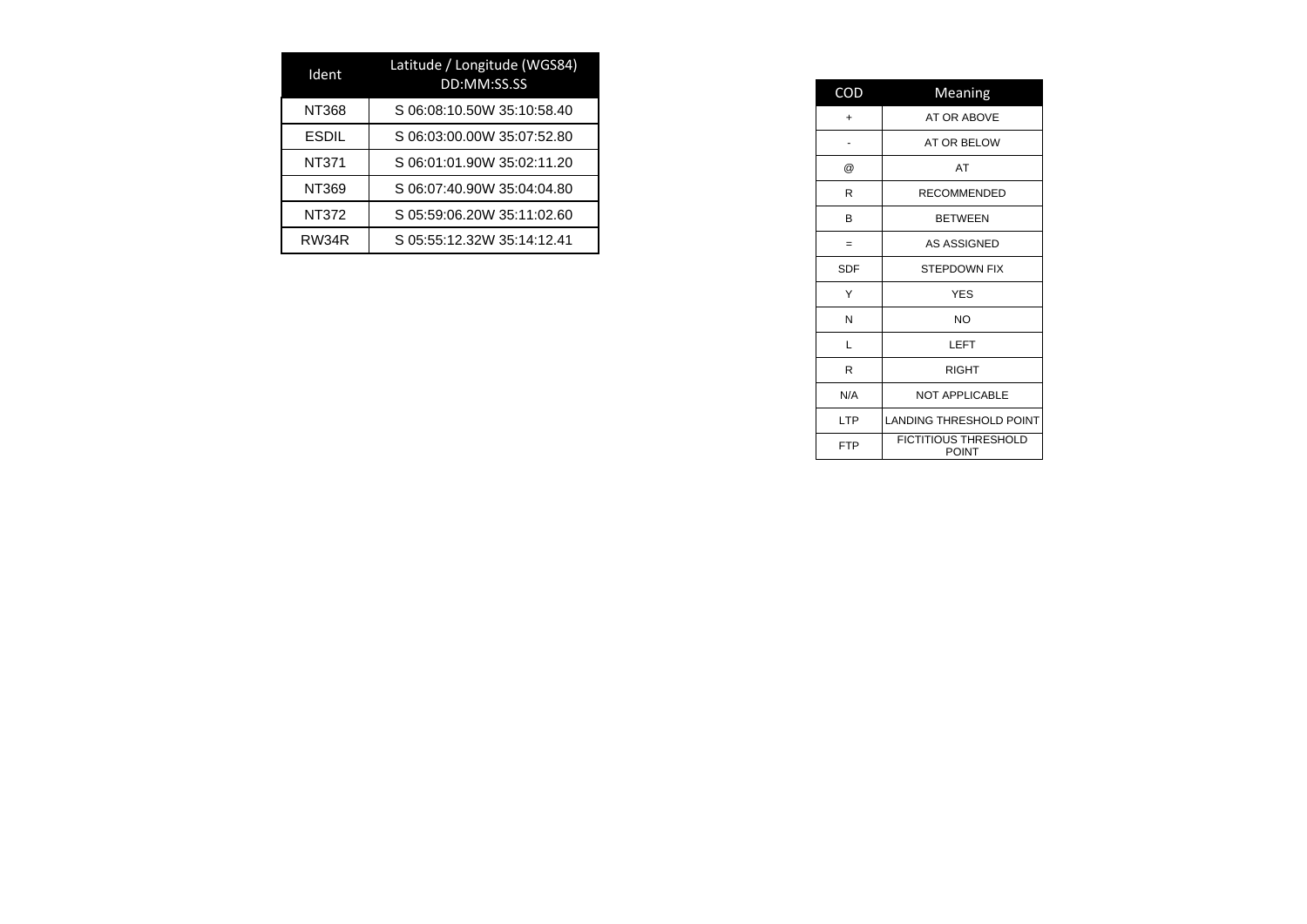| Ident | Latitude / Longitude (WGS84) DD:MM:SS.SS |
|---|---|
| NT368 | S 06:08:10.50W 35:10:58.40 |
| ESDIL | S 06:03:00.00W 35:07:52.80 |
| NT371 | S 06:01:01.90W 35:02:11.20 |
| NT369 | S 06:07:40.90W 35:04:04.80 |
| NT372 | S 05:59:06.20W 35:11:02.60 |
| RW34R | S 05:55:12.32W 35:14:12.41 |

| COD | Meaning |
|---|---|
| + | AT OR ABOVE |
| - | AT OR BELOW |
| @ | AT |
| R | RECOMMENDED |
| B | BETWEEN |
| = | AS ASSIGNED |
| SDF | STEPDOWN FIX |
| Y | YES |
| N | NO |
| L | LEFT |
| R | RIGHT |
| N/A | NOT APPLICABLE |
| LTP | LANDING THRESHOLD POINT |
| FTP | FICTITIOUS THRESHOLD POINT |